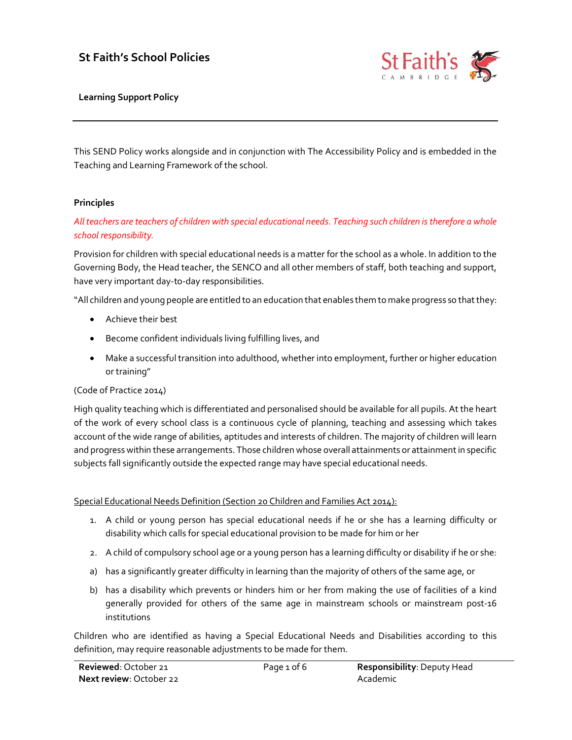# St Faith's School Policies

**Learning Support Policy**

This SEND Policy works alongside and in conjunction with The Accessibility Policy and is embedded in the Teaching and Learning Framework of the school.

**Principles**

*All teachers are teachers of children with special educational needs. Teaching such children is therefore a whole school responsibility.*

Provision for children with special educational needs is a matter for the school as a whole. In addition to the Governing Body, the Head teacher, the SENCO and all other members of staff, both teaching and support, have very important day-to-day responsibilities.

"All children and young people are entitled to an education that enables them to make progress so that they:

- Achieve their best
- Become confident individuals living fulfilling lives, and
- Make a successful transition into adulthood, whether into employment, further or higher education or training"

(Code of Practice 2014)

High quality teaching which is differentiated and personalised should be available for all pupils. At the heart of the work of every school class is a continuous cycle of planning, teaching and assessing which takes account of the wide range of abilities, aptitudes and interests of children. The majority of children will learn and progress within these arrangements. Those children whose overall attainments or attainment in specific subjects fall significantly outside the expected range may have special educational needs.

Special Educational Needs Definition (Section 20 Children and Families Act 2014):

1. A child or young person has special educational needs if he or she has a learning difficulty or disability which calls for special educational provision to be made for him or her
2. A child of compulsory school age or a young person has a learning difficulty or disability if he or she:

a) has a significantly greater difficulty in learning than the majority of others of the same age, or

b) has a disability which prevents or hinders him or her from making the use of facilities of a kind generally provided for others of the same age in mainstream schools or mainstream post-16 institutions

Children who are identified as having a Special Educational Needs and Disabilities according to this definition, may require reasonable adjustments to be made for them.

**Reviewed**: October 21
**Next review**: October 22
**Responsibility**: Deputy Head Academic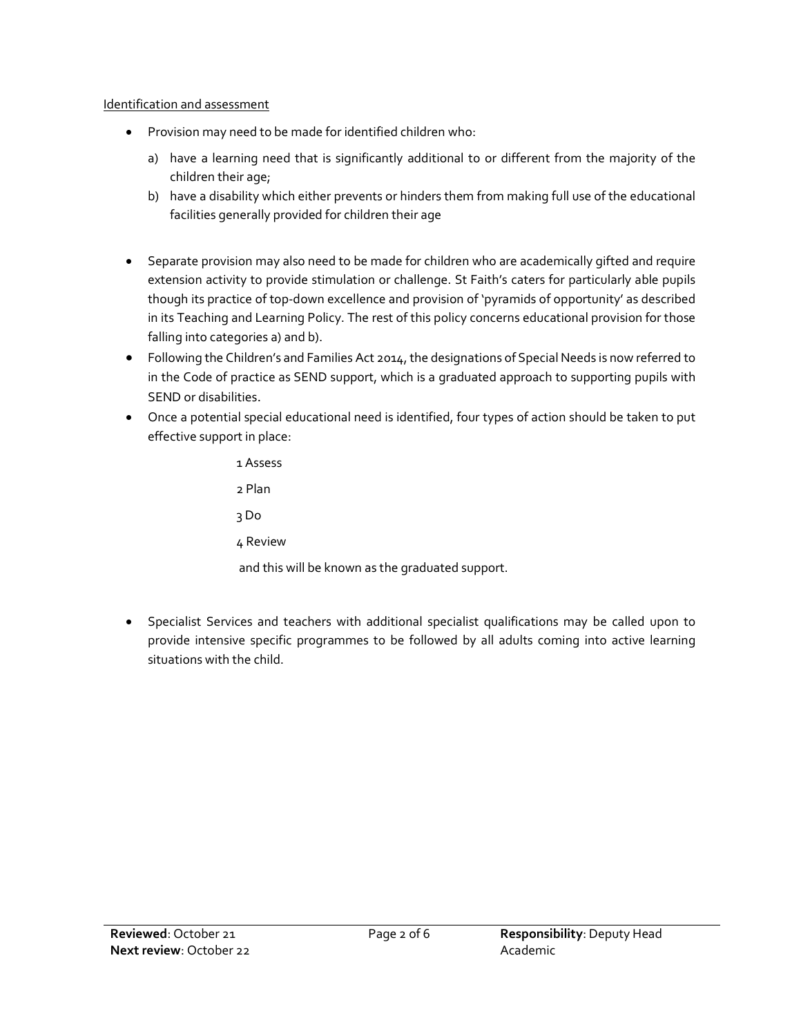Identification and assessment

- Provision may need to be made for identified children who:
  a) have a learning need that is significantly additional to or different from the majority of the children their age;
  b) have a disability which either prevents or hinders them from making full use of the educational facilities generally provided for children their age

- Separate provision may also need to be made for children who are academically gifted and require extension activity to provide stimulation or challenge. St Faith's caters for particularly able pupils though its practice of top-down excellence and provision of 'pyramids of opportunity' as described in its Teaching and Learning Policy. The rest of this policy concerns educational provision for those falling into categories a) and b).
- Following the Children's and Families Act 2014, the designations of Special Needs is now referred to in the Code of practice as SEND support, which is a graduated approach to supporting pupils with SEND or disabilities.
- Once a potential special educational need is identified, four types of action should be taken to put effective support in place:

  1 Assess

  2 Plan

  3 Do

  4 Review

  and this will be known as the graduated support.

- Specialist Services and teachers with additional specialist qualifications may be called upon to provide intensive specific programmes to be followed by all adults coming into active learning situations with the child.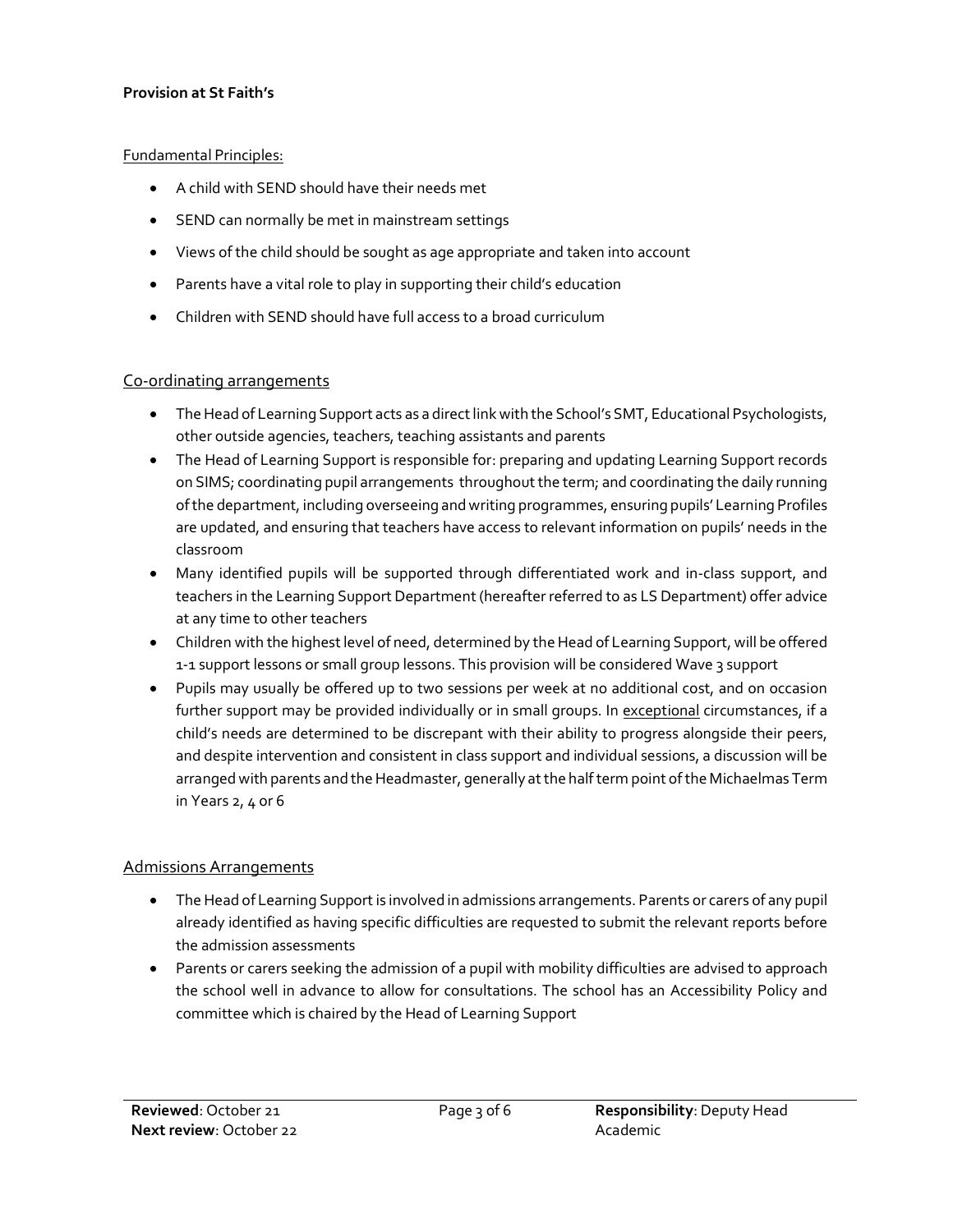**Provision at St Faith's**

Fundamental Principles:

- A child with SEND should have their needs met
- SEND can normally be met in mainstream settings
- Views of the child should be sought as age appropriate and taken into account
- Parents have a vital role to play in supporting their child's education
- Children with SEND should have full access to a broad curriculum

## Co-ordinating arrangements

- The Head of Learning Support acts as a direct link with the School's SMT, Educational Psychologists, other outside agencies, teachers, teaching assistants and parents
- The Head of Learning Support is responsible for: preparing and updating Learning Support records on SIMS; coordinating pupil arrangements throughout the term; and coordinating the daily running of the department, including overseeing and writing programmes, ensuring pupils' Learning Profiles are updated, and ensuring that teachers have access to relevant information on pupils' needs in the classroom
- Many identified pupils will be supported through differentiated work and in-class support, and teachers in the Learning Support Department (hereafter referred to as LS Department) offer advice at any time to other teachers
- Children with the highest level of need, determined by the Head of Learning Support, will be offered 1-1 support lessons or small group lessons. This provision will be considered Wave 3 support
- Pupils may usually be offered up to two sessions per week at no additional cost, and on occasion further support may be provided individually or in small groups. In exceptional circumstances, if a child's needs are determined to be discrepant with their ability to progress alongside their peers, and despite intervention and consistent in class support and individual sessions, a discussion will be arranged with parents and the Headmaster, generally at the half term point of the Michaelmas Term in Years 2, 4 or 6

## Admissions Arrangements

- The Head of Learning Support is involved in admissions arrangements. Parents or carers of any pupil already identified as having specific difficulties are requested to submit the relevant reports before the admission assessments
- Parents or carers seeking the admission of a pupil with mobility difficulties are advised to approach the school well in advance to allow for consultations. The school has an Accessibility Policy and committee which is chaired by the Head of Learning Support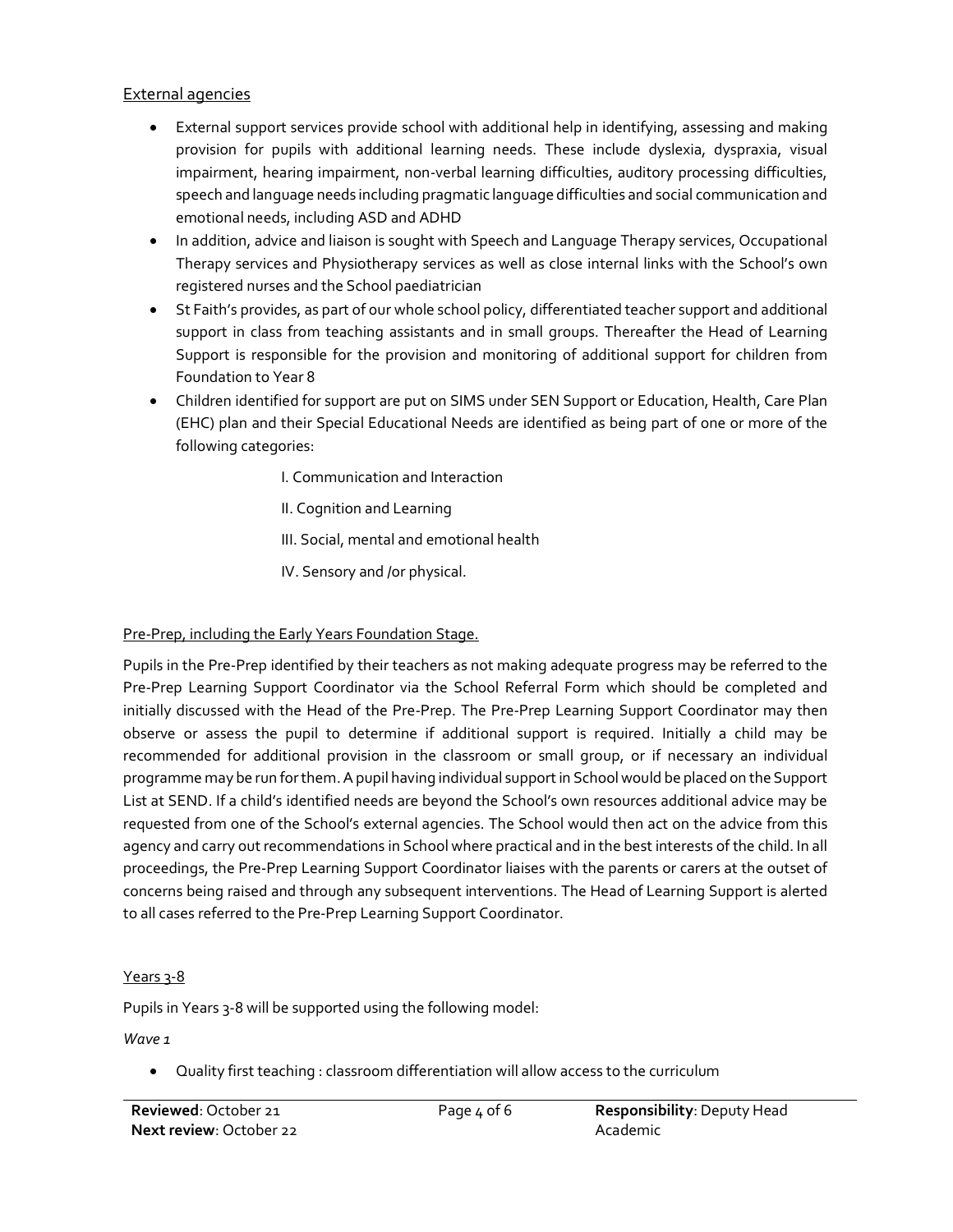External agencies

- External support services provide school with additional help in identifying, assessing and making provision for pupils with additional learning needs. These include dyslexia, dyspraxia, visual impairment, hearing impairment, non-verbal learning difficulties, auditory processing difficulties, speech and language needs including pragmatic language difficulties and social communication and emotional needs, including ASD and ADHD
- In addition, advice and liaison is sought with Speech and Language Therapy services, Occupational Therapy services and Physiotherapy services as well as close internal links with the School's own registered nurses and the School paediatrician
- St Faith's provides, as part of our whole school policy, differentiated teacher support and additional support in class from teaching assistants and in small groups. Thereafter the Head of Learning Support is responsible for the provision and monitoring of additional support for children from Foundation to Year 8
- Children identified for support are put on SIMS under SEN Support or Education, Health, Care Plan (EHC) plan and their Special Educational Needs are identified as being part of one or more of the following categories:

  I. Communication and Interaction

  II. Cognition and Learning

  III. Social, mental and emotional health

  IV. Sensory and /or physical.

Pre-Prep, including the Early Years Foundation Stage.

Pupils in the Pre-Prep identified by their teachers as not making adequate progress may be referred to the Pre-Prep Learning Support Coordinator via the School Referral Form which should be completed and initially discussed with the Head of the Pre-Prep. The Pre-Prep Learning Support Coordinator may then observe or assess the pupil to determine if additional support is required. Initially a child may be recommended for additional provision in the classroom or small group, or if necessary an individual programme may be run for them. A pupil having individual support in School would be placed on the Support List at SEND. If a child's identified needs are beyond the School's own resources additional advice may be requested from one of the School's external agencies. The School would then act on the advice from this agency and carry out recommendations in School where practical and in the best interests of the child. In all proceedings, the Pre-Prep Learning Support Coordinator liaises with the parents or carers at the outset of concerns being raised and through any subsequent interventions. The Head of Learning Support is alerted to all cases referred to the Pre-Prep Learning Support Coordinator.

Years 3-8

Pupils in Years 3-8 will be supported using the following model:

*Wave 1*

- Quality first teaching : classroom differentiation will allow access to the curriculum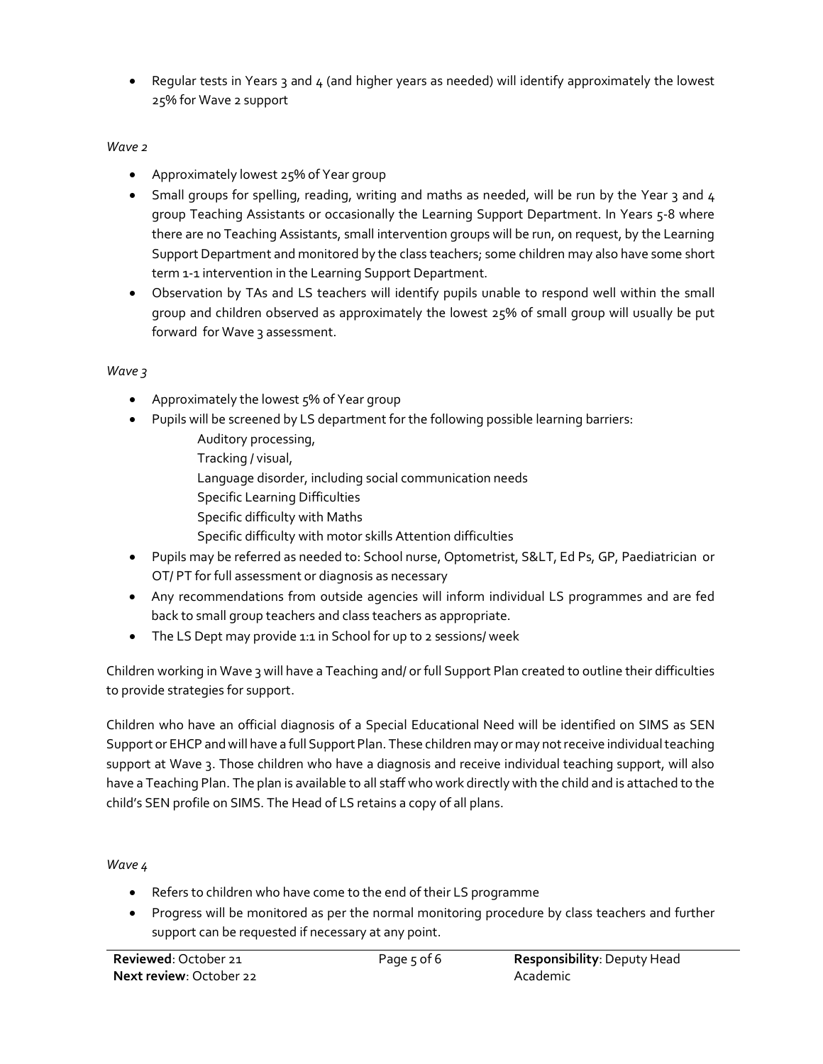- Regular tests in Years 3 and 4 (and higher years as needed) will identify approximately the lowest 25% for Wave 2 support

*Wave 2*

- Approximately lowest 25% of Year group
- Small groups for spelling, reading, writing and maths as needed, will be run by the Year 3 and 4 group Teaching Assistants or occasionally the Learning Support Department. In Years 5-8 where there are no Teaching Assistants, small intervention groups will be run, on request, by the Learning Support Department and monitored by the class teachers; some children may also have some short term 1-1 intervention in the Learning Support Department.
- Observation by TAs and LS teachers will identify pupils unable to respond well within the small group and children observed as approximately the lowest 25% of small group will usually be put forward for Wave 3 assessment.

*Wave 3*

- Approximately the lowest 5% of Year group
- Pupils will be screened by LS department for the following possible learning barriers:
  - Auditory processing,
  - Tracking / visual,
  - Language disorder, including social communication needs
  - Specific Learning Difficulties
  - Specific difficulty with Maths
  - Specific difficulty with motor skills Attention difficulties
- Pupils may be referred as needed to: School nurse, Optometrist, S&LT, Ed Ps, GP, Paediatrician or OT/ PT for full assessment or diagnosis as necessary
- Any recommendations from outside agencies will inform individual LS programmes and are fed back to small group teachers and class teachers as appropriate.
- The LS Dept may provide 1:1 in School for up to 2 sessions/ week

Children working in Wave 3 will have a Teaching and/ or full Support Plan created to outline their difficulties to provide strategies for support.

Children who have an official diagnosis of a Special Educational Need will be identified on SIMS as SEN Support or EHCP and will have a full Support Plan. These children may or may not receive individual teaching support at Wave 3. Those children who have a diagnosis and receive individual teaching support, will also have a Teaching Plan. The plan is available to all staff who work directly with the child and is attached to the child's SEN profile on SIMS. The Head of LS retains a copy of all plans.

*Wave 4*

- Refers to children who have come to the end of their LS programme
- Progress will be monitored as per the normal monitoring procedure by class teachers and further support can be requested if necessary at any point.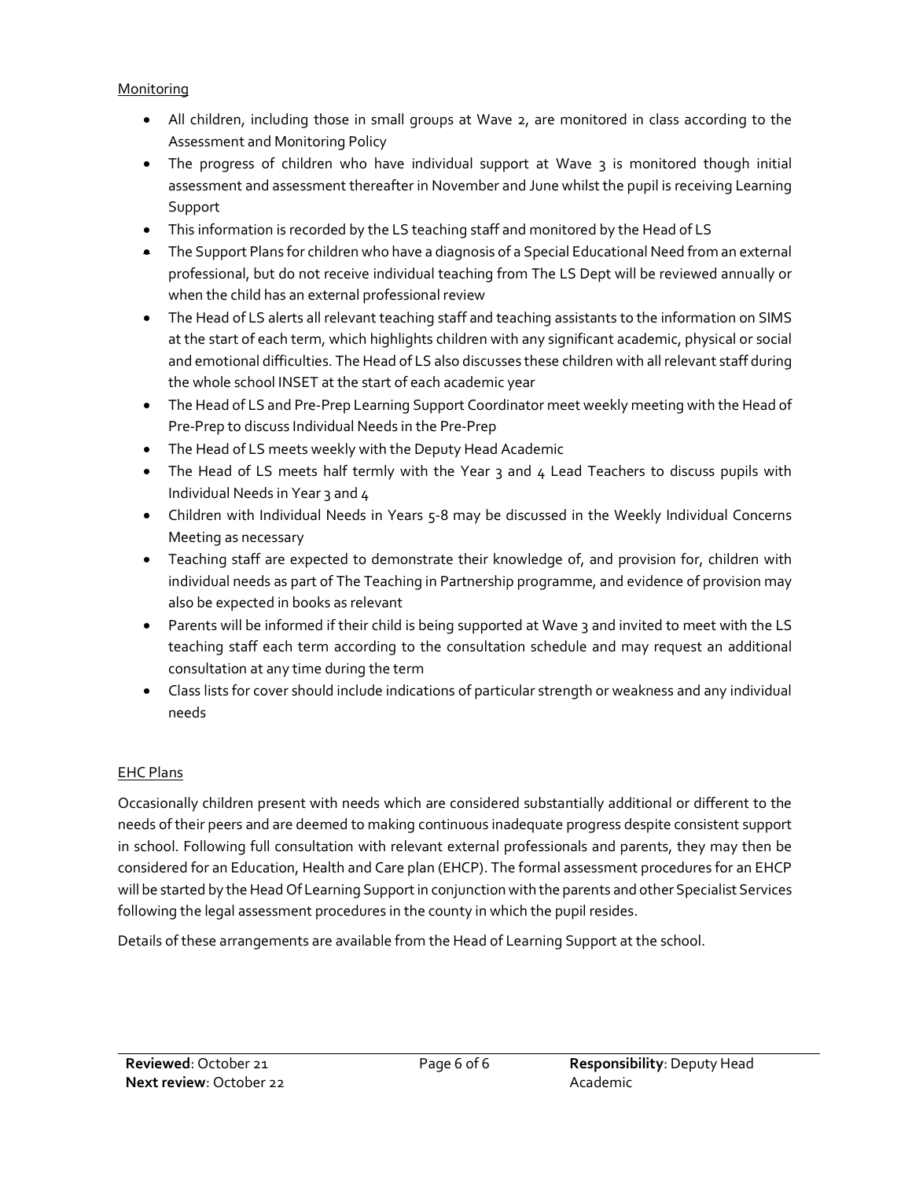Monitoring

- All children, including those in small groups at Wave 2, are monitored in class according to the Assessment and Monitoring Policy
- The progress of children who have individual support at Wave 3 is monitored though initial assessment and assessment thereafter in November and June whilst the pupil is receiving Learning Support
- This information is recorded by the LS teaching staff and monitored by the Head of LS
- The Support Plans for children who have a diagnosis of a Special Educational Need from an external professional, but do not receive individual teaching from The LS Dept will be reviewed annually or when the child has an external professional review
- The Head of LS alerts all relevant teaching staff and teaching assistants to the information on SIMS at the start of each term, which highlights children with any significant academic, physical or social and emotional difficulties. The Head of LS also discusses these children with all relevant staff during the whole school INSET at the start of each academic year
- The Head of LS and Pre-Prep Learning Support Coordinator meet weekly meeting with the Head of Pre-Prep to discuss Individual Needs in the Pre-Prep
- The Head of LS meets weekly with the Deputy Head Academic
- The Head of LS meets half termly with the Year 3 and 4 Lead Teachers to discuss pupils with Individual Needs in Year 3 and 4
- Children with Individual Needs in Years 5-8 may be discussed in the Weekly Individual Concerns Meeting as necessary
- Teaching staff are expected to demonstrate their knowledge of, and provision for, children with individual needs as part of The Teaching in Partnership programme, and evidence of provision may also be expected in books as relevant
- Parents will be informed if their child is being supported at Wave 3 and invited to meet with the LS teaching staff each term according to the consultation schedule and may request an additional consultation at any time during the term
- Class lists for cover should include indications of particular strength or weakness and any individual needs

EHC Plans

Occasionally children present with needs which are considered substantially additional or different to the needs of their peers and are deemed to making continuous inadequate progress despite consistent support in school. Following full consultation with relevant external professionals and parents, they may then be considered for an Education, Health and Care plan (EHCP). The formal assessment procedures for an EHCP will be started by the Head Of Learning Support in conjunction with the parents and other Specialist Services following the legal assessment procedures in the county in which the pupil resides.

Details of these arrangements are available from the Head of Learning Support at the school.

**Reviewed**: October 21
**Next review**: October 22

**Responsibility**: Deputy Head Academic